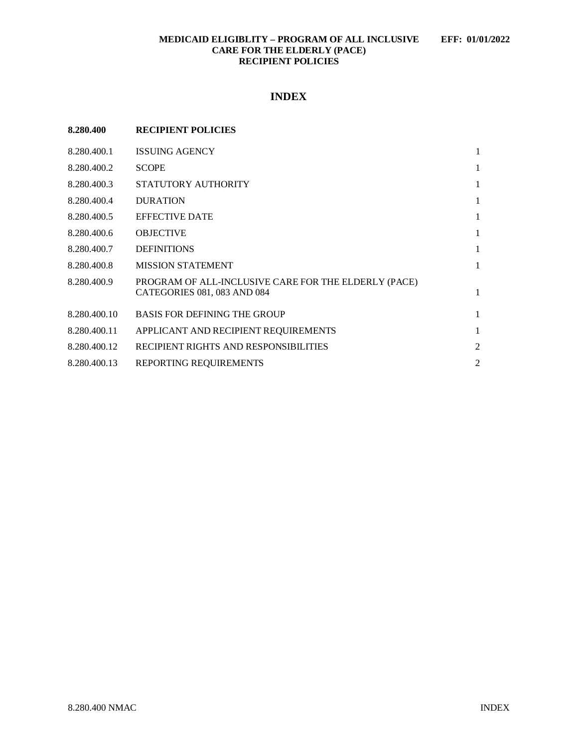# INDEX

| 8.280.400 | RECIPIENT POLICIES | |
|---|---|---|
| 8.280.400.1 | ISSUING AGENCY | 1 |
| 8.280.400.2 | SCOPE | 1 |
| 8.280.400.3 | STATUTORY AUTHORITY | 1 |
| 8.280.400.4 | DURATION | 1 |
| 8.280.400.5 | EFFECTIVE DATE | 1 |
| 8.280.400.6 | OBJECTIVE | 1 |
| 8.280.400.7 | DEFINITIONS | 1 |
| 8.280.400.8 | MISSION STATEMENT | 1 |
| 8.280.400.9 | PROGRAM OF ALL-INCLUSIVE CARE FOR THE ELDERLY (PACE) CATEGORIES 081, 083 AND 084 | 1 |
| 8.280.400.10 | BASIS FOR DEFINING THE GROUP | 1 |
| 8.280.400.11 | APPLICANT AND RECIPIENT REQUIREMENTS | 1 |
| 8.280.400.12 | RECIPIENT RIGHTS AND RESPONSIBILITIES | 2 |
| 8.280.400.13 | REPORTING REQUIREMENTS | 2 |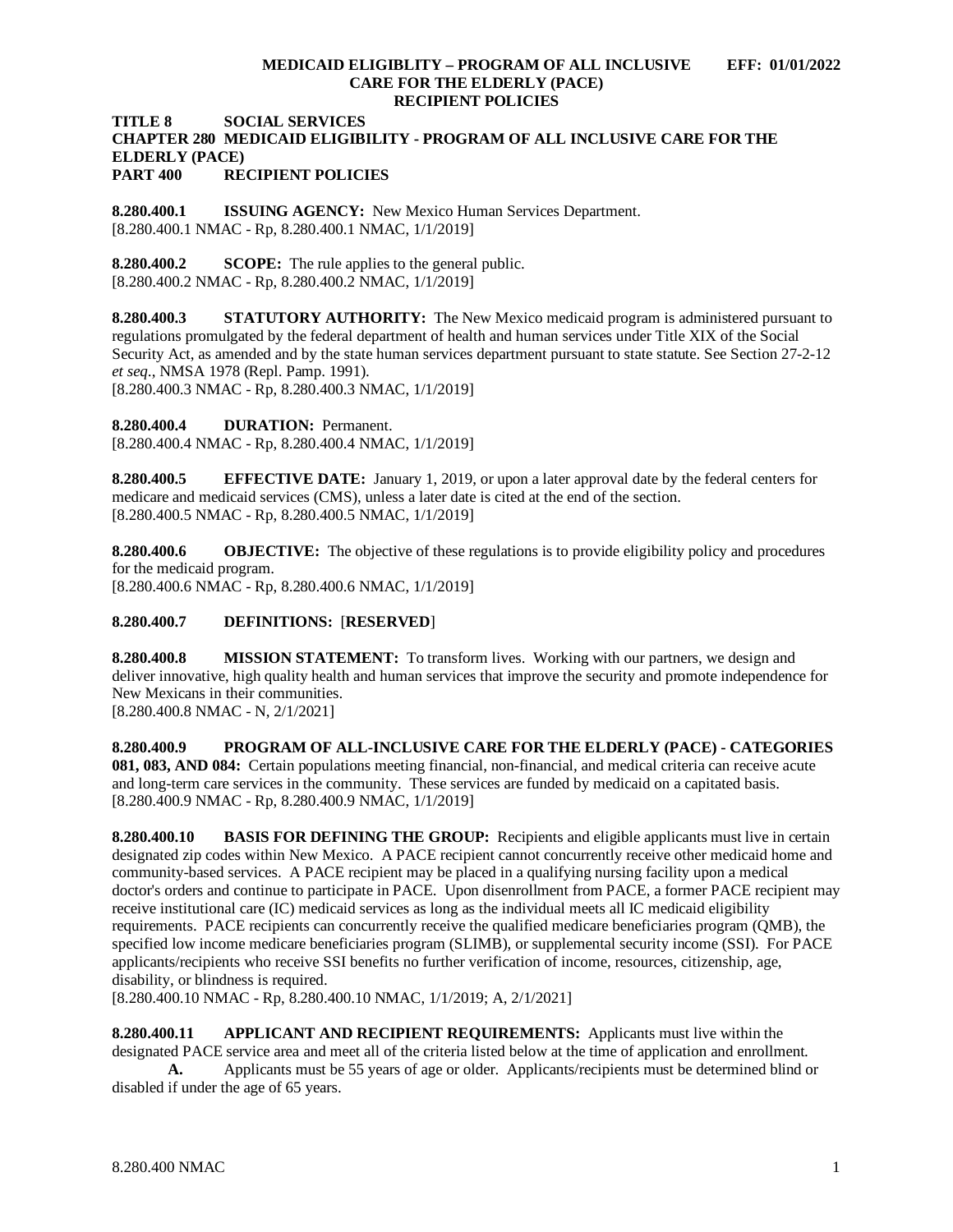**TITLE 8 SOCIAL SERVICES**
**CHAPTER 280 MEDICAID ELIGIBILITY - PROGRAM OF ALL INCLUSIVE CARE FOR THE ELDERLY (PACE)**
**PART 400 RECIPIENT POLICIES**

**8.280.400.1 ISSUING AGENCY:** New Mexico Human Services Department.
[8.280.400.1 NMAC - Rp, 8.280.400.1 NMAC, 1/1/2019]

**8.280.400.2 SCOPE:** The rule applies to the general public.
[8.280.400.2 NMAC - Rp, 8.280.400.2 NMAC, 1/1/2019]

**8.280.400.3 STATUTORY AUTHORITY:** The New Mexico medicaid program is administered pursuant to regulations promulgated by the federal department of health and human services under Title XIX of the Social Security Act, as amended and by the state human services department pursuant to state statute. See Section 27-2-12 *et seq*., NMSA 1978 (Repl. Pamp. 1991).
[8.280.400.3 NMAC - Rp, 8.280.400.3 NMAC, 1/1/2019]

**8.280.400.4 DURATION:** Permanent.
[8.280.400.4 NMAC - Rp, 8.280.400.4 NMAC, 1/1/2019]

**8.280.400.5 EFFECTIVE DATE:** January 1, 2019, or upon a later approval date by the federal centers for medicare and medicaid services (CMS), unless a later date is cited at the end of the section.
[8.280.400.5 NMAC - Rp, 8.280.400.5 NMAC, 1/1/2019]

**8.280.400.6 OBJECTIVE:** The objective of these regulations is to provide eligibility policy and procedures for the medicaid program.
[8.280.400.6 NMAC - Rp, 8.280.400.6 NMAC, 1/1/2019]

**8.280.400.7 DEFINITIONS:** [**RESERVED**]

**8.280.400.8 MISSION STATEMENT:** To transform lives. Working with our partners, we design and deliver innovative, high quality health and human services that improve the security and promote independence for New Mexicans in their communities.
[8.280.400.8 NMAC - N, 2/1/2021]

**8.280.400.9 PROGRAM OF ALL-INCLUSIVE CARE FOR THE ELDERLY (PACE) - CATEGORIES 081, 083, AND 084:** Certain populations meeting financial, non-financial, and medical criteria can receive acute and long-term care services in the community. These services are funded by medicaid on a capitated basis.
[8.280.400.9 NMAC - Rp, 8.280.400.9 NMAC, 1/1/2019]

**8.280.400.10 BASIS FOR DEFINING THE GROUP:** Recipients and eligible applicants must live in certain designated zip codes within New Mexico. A PACE recipient cannot concurrently receive other medicaid home and community-based services. A PACE recipient may be placed in a qualifying nursing facility upon a medical doctor's orders and continue to participate in PACE. Upon disenrollment from PACE, a former PACE recipient may receive institutional care (IC) medicaid services as long as the individual meets all IC medicaid eligibility requirements. PACE recipients can concurrently receive the qualified medicare beneficiaries program (QMB), the specified low income medicare beneficiaries program (SLIMB), or supplemental security income (SSI). For PACE applicants/recipients who receive SSI benefits no further verification of income, resources, citizenship, age, disability, or blindness is required.
[8.280.400.10 NMAC - Rp, 8.280.400.10 NMAC, 1/1/2019; A, 2/1/2021]

**8.280.400.11 APPLICANT AND RECIPIENT REQUIREMENTS:** Applicants must live within the designated PACE service area and meet all of the criteria listed below at the time of application and enrollment.

**A.** Applicants must be 55 years of age or older. Applicants/recipients must be determined blind or disabled if under the age of 65 years.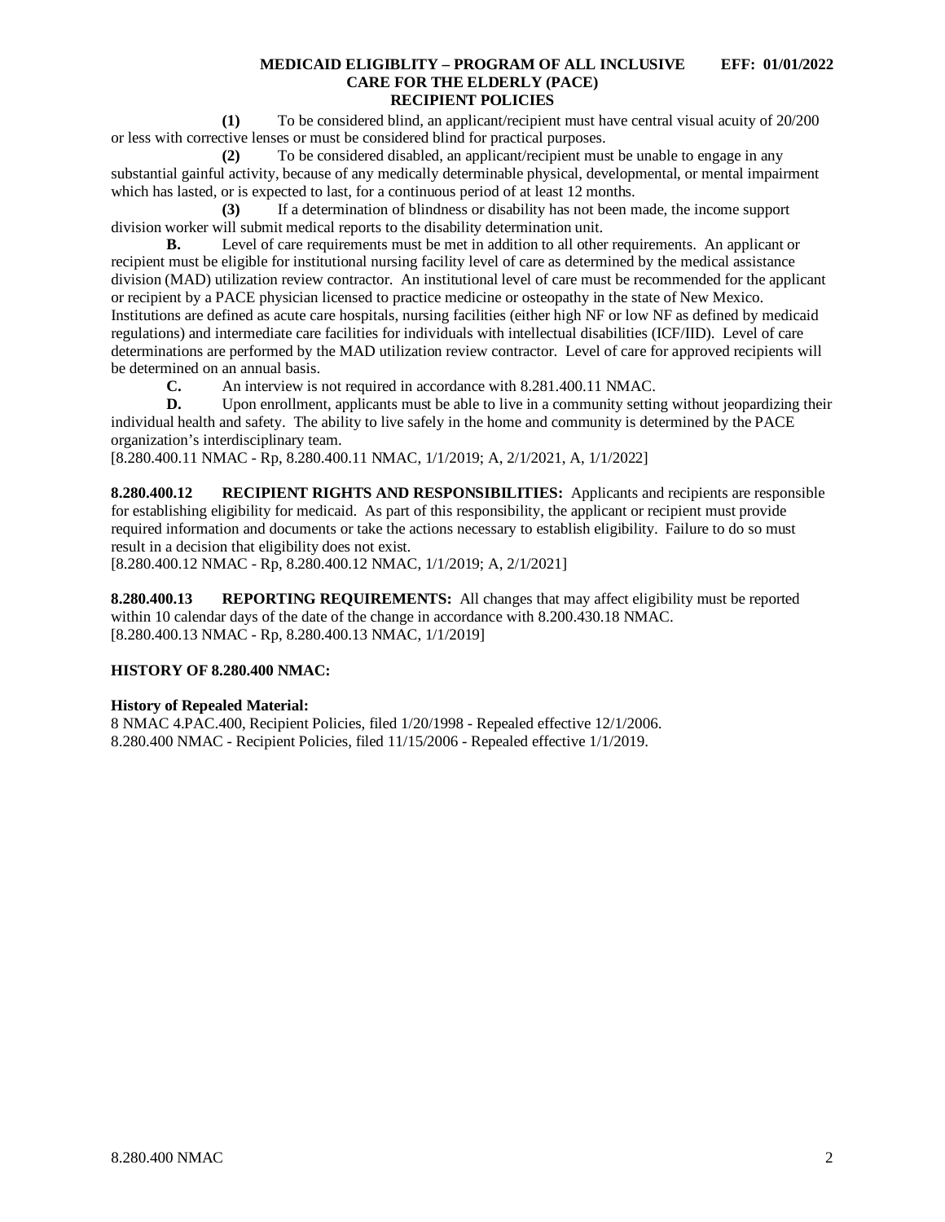**(1)** To be considered blind, an applicant/recipient must have central visual acuity of 20/200 or less with corrective lenses or must be considered blind for practical purposes.

**(2)** To be considered disabled, an applicant/recipient must be unable to engage in any substantial gainful activity, because of any medically determinable physical, developmental, or mental impairment which has lasted, or is expected to last, for a continuous period of at least 12 months.

**(3)** If a determination of blindness or disability has not been made, the income support division worker will submit medical reports to the disability determination unit.

**B.** Level of care requirements must be met in addition to all other requirements. An applicant or recipient must be eligible for institutional nursing facility level of care as determined by the medical assistance division (MAD) utilization review contractor. An institutional level of care must be recommended for the applicant or recipient by a PACE physician licensed to practice medicine or osteopathy in the state of New Mexico. Institutions are defined as acute care hospitals, nursing facilities (either high NF or low NF as defined by medicaid regulations) and intermediate care facilities for individuals with intellectual disabilities (ICF/IID). Level of care determinations are performed by the MAD utilization review contractor. Level of care for approved recipients will be determined on an annual basis.

**C.** An interview is not required in accordance with 8.281.400.11 NMAC.

**D.** Upon enrollment, applicants must be able to live in a community setting without jeopardizing their individual health and safety. The ability to live safely in the home and community is determined by the PACE organization's interdisciplinary team.

[8.280.400.11 NMAC - Rp, 8.280.400.11 NMAC, 1/1/2019; A, 2/1/2021, A, 1/1/2022]

**8.280.400.12 RECIPIENT RIGHTS AND RESPONSIBILITIES:** Applicants and recipients are responsible for establishing eligibility for medicaid. As part of this responsibility, the applicant or recipient must provide required information and documents or take the actions necessary to establish eligibility. Failure to do so must result in a decision that eligibility does not exist.

[8.280.400.12 NMAC - Rp, 8.280.400.12 NMAC, 1/1/2019; A, 2/1/2021]

**8.280.400.13 REPORTING REQUIREMENTS:** All changes that may affect eligibility must be reported within 10 calendar days of the date of the change in accordance with 8.200.430.18 NMAC.

[8.280.400.13 NMAC - Rp, 8.280.400.13 NMAC, 1/1/2019]

**HISTORY OF 8.280.400 NMAC:**

**History of Repealed Material:**

8 NMAC 4.PAC.400, Recipient Policies, filed 1/20/1998 - Repealed effective 12/1/2006.

8.280.400 NMAC - Recipient Policies, filed 11/15/2006 - Repealed effective 1/1/2019.